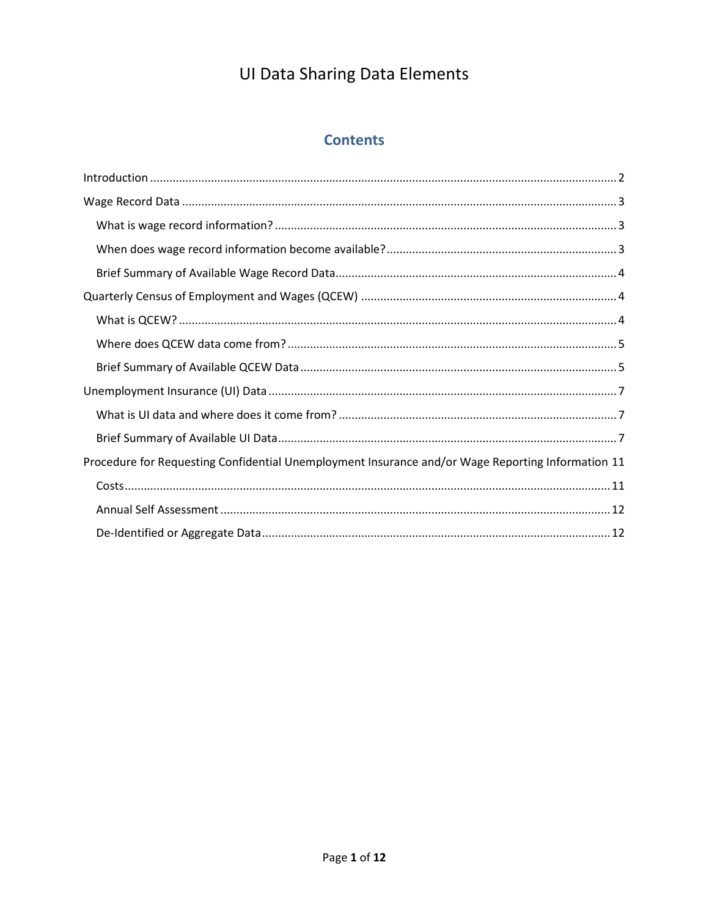# UI Data Sharing Data Elements

## Contents

- Introduction ... 2
- Wage Record Data ... 3
  - What is wage record information? ... 3
  - When does wage record information become available? ... 3
  - Brief Summary of Available Wage Record Data ... 4
- Quarterly Census of Employment and Wages (QCEW) ... 4
  - What is QCEW? ... 4
  - Where does QCEW data come from? ... 5
  - Brief Summary of Available QCEW Data ... 5
- Unemployment Insurance (UI) Data ... 7
  - What is UI data and where does it come from? ... 7
  - Brief Summary of Available UI Data ... 7
- Procedure for Requesting Confidential Unemployment Insurance and/or Wage Reporting Information 11
  - Costs ... 11
  - Annual Self Assessment ... 12
  - De-Identified or Aggregate Data ... 12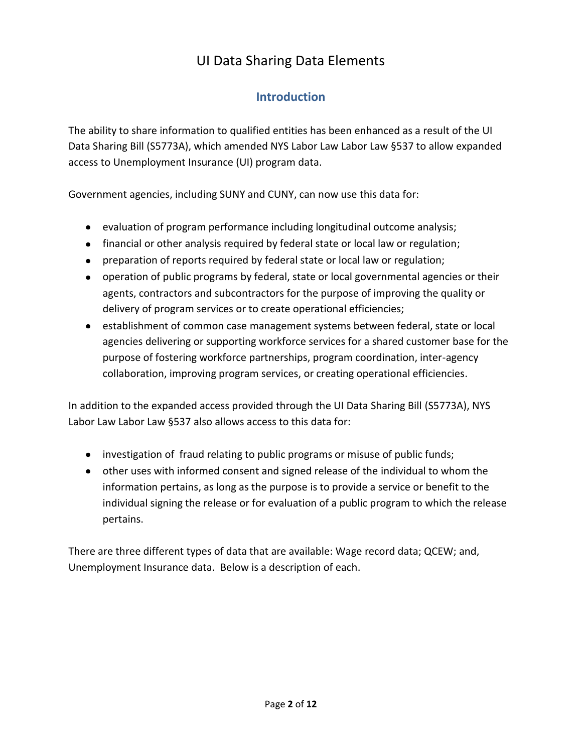# UI Data Sharing Data Elements

## Introduction

The ability to share information to qualified entities has been enhanced as a result of the UI Data Sharing Bill (S5773A), which amended NYS Labor Law Labor Law §537 to allow expanded access to Unemployment Insurance (UI) program data.

Government agencies, including SUNY and CUNY, can now use this data for:

- evaluation of program performance including longitudinal outcome analysis;
- financial or other analysis required by federal state or local law or regulation;
- preparation of reports required by federal state or local law or regulation;
- operation of public programs by federal, state or local governmental agencies or their agents, contractors and subcontractors for the purpose of improving the quality or delivery of program services or to create operational efficiencies;
- establishment of common case management systems between federal, state or local agencies delivering or supporting workforce services for a shared customer base for the purpose of fostering workforce partnerships, program coordination, inter-agency collaboration, improving program services, or creating operational efficiencies.

In addition to the expanded access provided through the UI Data Sharing Bill (S5773A), NYS Labor Law Labor Law §537 also allows access to this data for:

- investigation of fraud relating to public programs or misuse of public funds;
- other uses with informed consent and signed release of the individual to whom the information pertains, as long as the purpose is to provide a service or benefit to the individual signing the release or for evaluation of a public program to which the release pertains.

There are three different types of data that are available: Wage record data; QCEW; and, Unemployment Insurance data. Below is a description of each.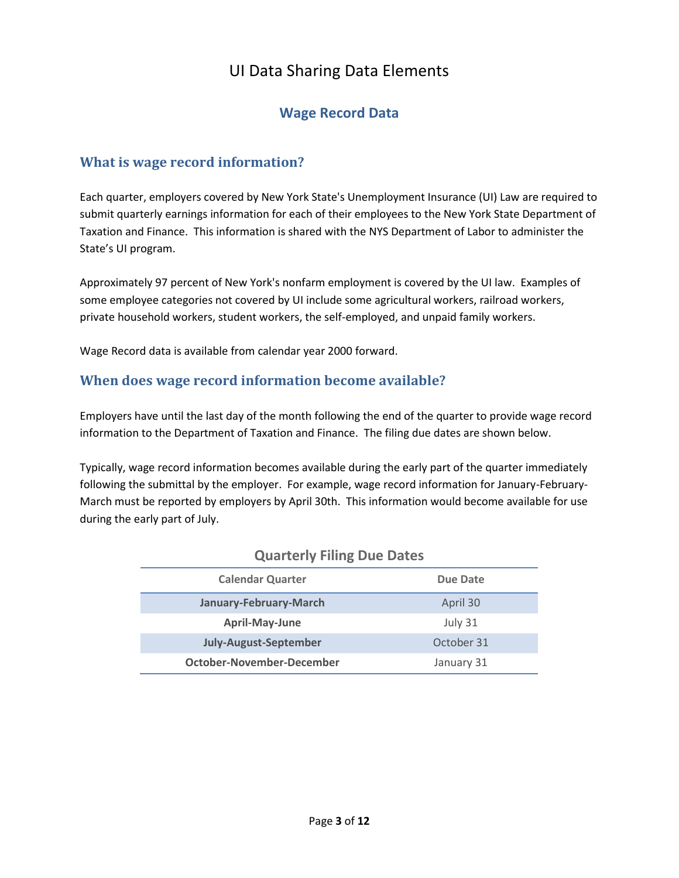# UI Data Sharing Data Elements

## Wage Record Data

### What is wage record information?

Each quarter, employers covered by New York State's Unemployment Insurance (UI) Law are required to submit quarterly earnings information for each of their employees to the New York State Department of Taxation and Finance. This information is shared with the NYS Department of Labor to administer the State's UI program.

Approximately 97 percent of New York's nonfarm employment is covered by the UI law. Examples of some employee categories not covered by UI include some agricultural workers, railroad workers, private household workers, student workers, the self-employed, and unpaid family workers.

Wage Record data is available from calendar year 2000 forward.

### When does wage record information become available?

Employers have until the last day of the month following the end of the quarter to provide wage record information to the Department of Taxation and Finance. The filing due dates are shown below.

Typically, wage record information becomes available during the early part of the quarter immediately following the submittal by the employer. For example, wage record information for January-February-March must be reported by employers by April 30th. This information would become available for use during the early part of July.

**Quarterly Filing Due Dates**

| Calendar Quarter | Due Date |
|---|---|
| **January-February-March** | April 30 |
| **April-May-June** | July 31 |
| **July-August-September** | October 31 |
| **October-November-December** | January 31 |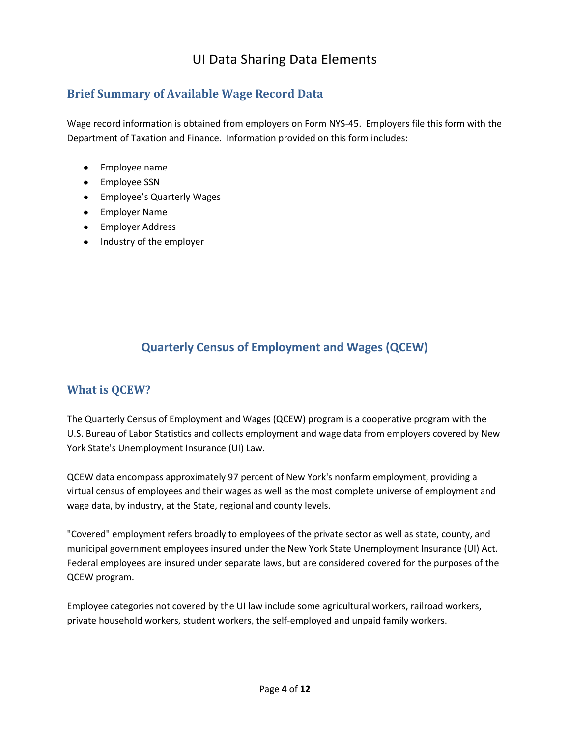# UI Data Sharing Data Elements

## Brief Summary of Available Wage Record Data

Wage record information is obtained from employers on Form NYS-45. Employers file this form with the Department of Taxation and Finance. Information provided on this form includes:

- Employee name
- Employee SSN
- Employee's Quarterly Wages
- Employer Name
- Employer Address
- Industry of the employer

## Quarterly Census of Employment and Wages (QCEW)

## What is QCEW?

The Quarterly Census of Employment and Wages (QCEW) program is a cooperative program with the U.S. Bureau of Labor Statistics and collects employment and wage data from employers covered by New York State's Unemployment Insurance (UI) Law.

QCEW data encompass approximately 97 percent of New York's nonfarm employment, providing a virtual census of employees and their wages as well as the most complete universe of employment and wage data, by industry, at the State, regional and county levels.

"Covered" employment refers broadly to employees of the private sector as well as state, county, and municipal government employees insured under the New York State Unemployment Insurance (UI) Act. Federal employees are insured under separate laws, but are considered covered for the purposes of the QCEW program.

Employee categories not covered by the UI law include some agricultural workers, railroad workers, private household workers, student workers, the self-employed and unpaid family workers.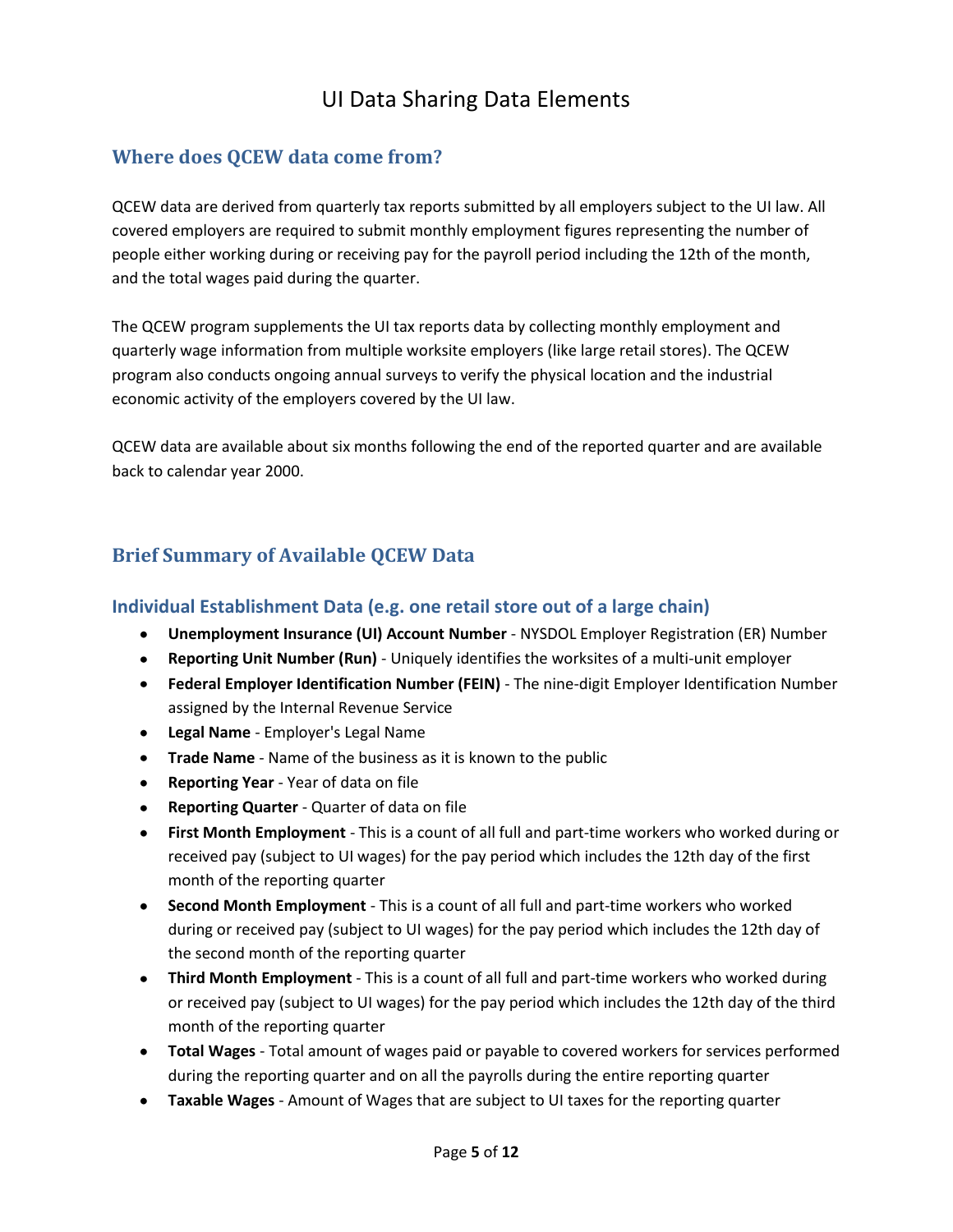# UI Data Sharing Data Elements

## Where does QCEW data come from?

QCEW data are derived from quarterly tax reports submitted by all employers subject to the UI law. All covered employers are required to submit monthly employment figures representing the number of people either working during or receiving pay for the payroll period including the 12th of the month, and the total wages paid during the quarter.

The QCEW program supplements the UI tax reports data by collecting monthly employment and quarterly wage information from multiple worksite employers (like large retail stores). The QCEW program also conducts ongoing annual surveys to verify the physical location and the industrial economic activity of the employers covered by the UI law.

QCEW data are available about six months following the end of the reported quarter and are available back to calendar year 2000.

## Brief Summary of Available QCEW Data

### Individual Establishment Data (e.g. one retail store out of a large chain)

- **Unemployment Insurance (UI) Account Number** - NYSDOL Employer Registration (ER) Number
- **Reporting Unit Number (Run)** - Uniquely identifies the worksites of a multi-unit employer
- **Federal Employer Identification Number (FEIN)** - The nine-digit Employer Identification Number assigned by the Internal Revenue Service
- **Legal Name** - Employer's Legal Name
- **Trade Name** - Name of the business as it is known to the public
- **Reporting Year** - Year of data on file
- **Reporting Quarter** - Quarter of data on file
- **First Month Employment** - This is a count of all full and part-time workers who worked during or received pay (subject to UI wages) for the pay period which includes the 12th day of the first month of the reporting quarter
- **Second Month Employment** - This is a count of all full and part-time workers who worked during or received pay (subject to UI wages) for the pay period which includes the 12th day of the second month of the reporting quarter
- **Third Month Employment** - This is a count of all full and part-time workers who worked during or received pay (subject to UI wages) for the pay period which includes the 12th day of the third month of the reporting quarter
- **Total Wages** - Total amount of wages paid or payable to covered workers for services performed during the reporting quarter and on all the payrolls during the entire reporting quarter
- **Taxable Wages** - Amount of Wages that are subject to UI taxes for the reporting quarter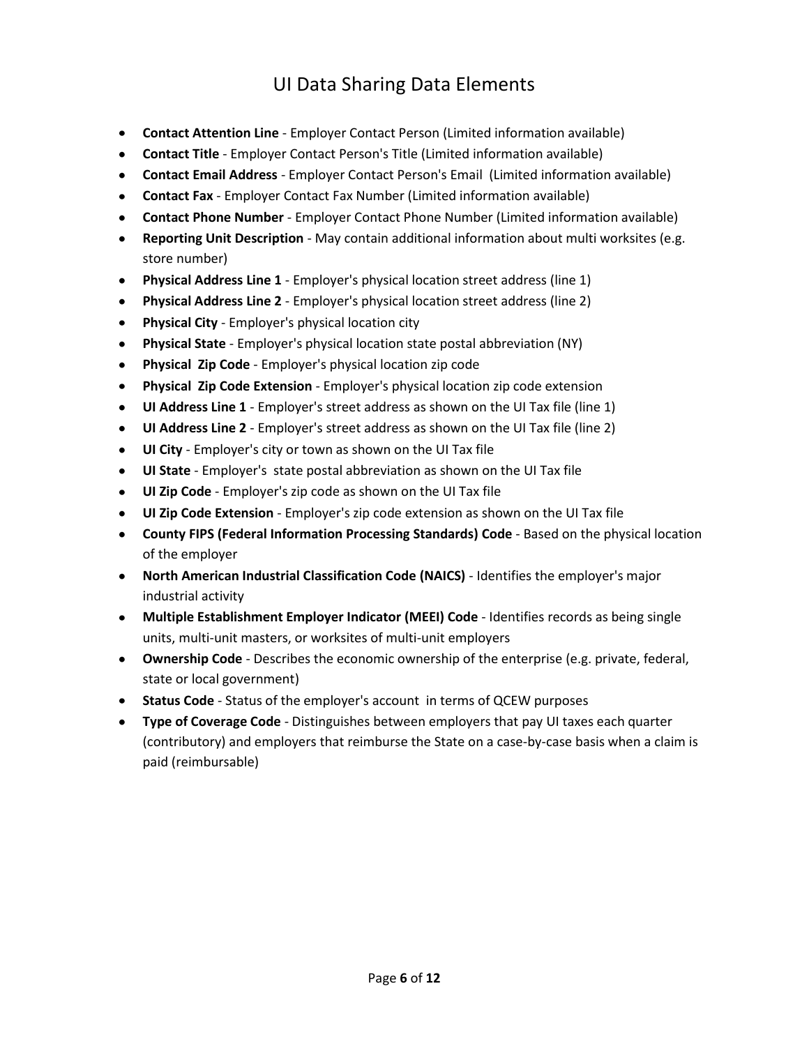# UI Data Sharing Data Elements

- **Contact Attention Line** - Employer Contact Person (Limited information available)
- **Contact Title** - Employer Contact Person's Title (Limited information available)
- **Contact Email Address** - Employer Contact Person's Email (Limited information available)
- **Contact Fax** - Employer Contact Fax Number (Limited information available)
- **Contact Phone Number** - Employer Contact Phone Number (Limited information available)
- **Reporting Unit Description** - May contain additional information about multi worksites (e.g. store number)
- **Physical Address Line 1** - Employer's physical location street address (line 1)
- **Physical Address Line 2** - Employer's physical location street address (line 2)
- **Physical City** - Employer's physical location city
- **Physical State** - Employer's physical location state postal abbreviation (NY)
- **Physical Zip Code** - Employer's physical location zip code
- **Physical Zip Code Extension** - Employer's physical location zip code extension
- **UI Address Line 1** - Employer's street address as shown on the UI Tax file (line 1)
- **UI Address Line 2** - Employer's street address as shown on the UI Tax file (line 2)
- **UI City** - Employer's city or town as shown on the UI Tax file
- **UI State** - Employer's state postal abbreviation as shown on the UI Tax file
- **UI Zip Code** - Employer's zip code as shown on the UI Tax file
- **UI Zip Code Extension** - Employer's zip code extension as shown on the UI Tax file
- **County FIPS (Federal Information Processing Standards) Code** - Based on the physical location of the employer
- **North American Industrial Classification Code (NAICS)** - Identifies the employer's major industrial activity
- **Multiple Establishment Employer Indicator (MEEI) Code** - Identifies records as being single units, multi-unit masters, or worksites of multi-unit employers
- **Ownership Code** - Describes the economic ownership of the enterprise (e.g. private, federal, state or local government)
- **Status Code** - Status of the employer's account in terms of QCEW purposes
- **Type of Coverage Code** - Distinguishes between employers that pay UI taxes each quarter (contributory) and employers that reimburse the State on a case-by-case basis when a claim is paid (reimbursable)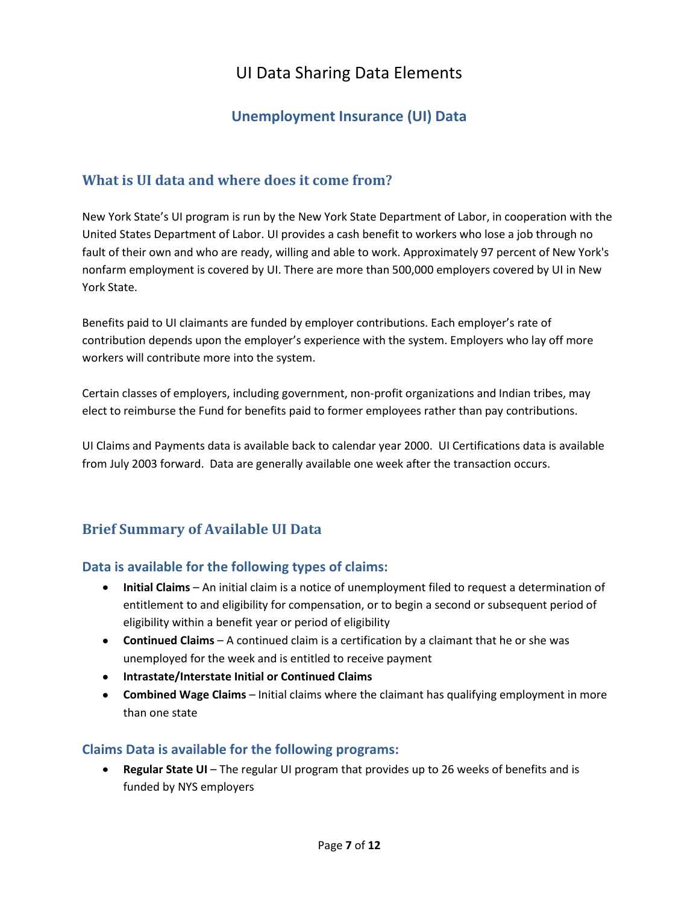# UI Data Sharing Data Elements

## Unemployment Insurance (UI) Data

### What is UI data and where does it come from?

New York State's UI program is run by the New York State Department of Labor, in cooperation with the United States Department of Labor. UI provides a cash benefit to workers who lose a job through no fault of their own and who are ready, willing and able to work. Approximately 97 percent of New York's nonfarm employment is covered by UI. There are more than 500,000 employers covered by UI in New York State.

Benefits paid to UI claimants are funded by employer contributions. Each employer's rate of contribution depends upon the employer's experience with the system. Employers who lay off more workers will contribute more into the system.

Certain classes of employers, including government, non-profit organizations and Indian tribes, may elect to reimburse the Fund for benefits paid to former employees rather than pay contributions.

UI Claims and Payments data is available back to calendar year 2000. UI Certifications data is available from July 2003 forward. Data are generally available one week after the transaction occurs.

### Brief Summary of Available UI Data

#### Data is available for the following types of claims:

- **Initial Claims** – An initial claim is a notice of unemployment filed to request a determination of entitlement to and eligibility for compensation, or to begin a second or subsequent period of eligibility within a benefit year or period of eligibility
- **Continued Claims** – A continued claim is a certification by a claimant that he or she was unemployed for the week and is entitled to receive payment
- **Intrastate/Interstate Initial or Continued Claims**
- **Combined Wage Claims** – Initial claims where the claimant has qualifying employment in more than one state

#### Claims Data is available for the following programs:

- **Regular State UI** – The regular UI program that provides up to 26 weeks of benefits and is funded by NYS employers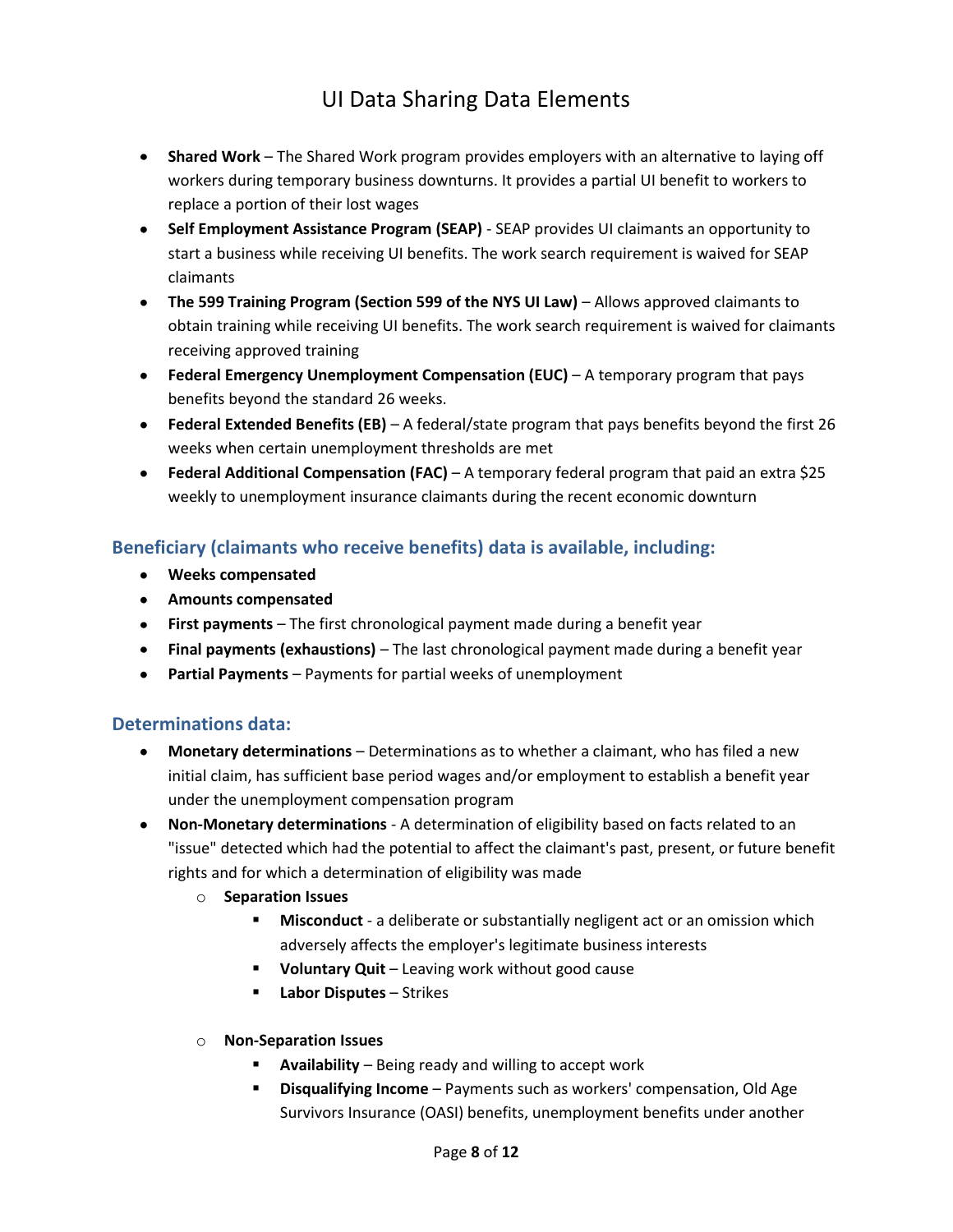- **Shared Work** – The Shared Work program provides employers with an alternative to laying off workers during temporary business downturns. It provides a partial UI benefit to workers to replace a portion of their lost wages
- **Self Employment Assistance Program (SEAP)** - SEAP provides UI claimants an opportunity to start a business while receiving UI benefits. The work search requirement is waived for SEAP claimants
- **The 599 Training Program (Section 599 of the NYS UI Law)** – Allows approved claimants to obtain training while receiving UI benefits. The work search requirement is waived for claimants receiving approved training
- **Federal Emergency Unemployment Compensation (EUC)** – A temporary program that pays benefits beyond the standard 26 weeks.
- **Federal Extended Benefits (EB)** – A federal/state program that pays benefits beyond the first 26 weeks when certain unemployment thresholds are met
- **Federal Additional Compensation (FAC)** – A temporary federal program that paid an extra $25 weekly to unemployment insurance claimants during the recent economic downturn

## Beneficiary (claimants who receive benefits) data is available, including:

- **Weeks compensated**
- **Amounts compensated**
- **First payments** – The first chronological payment made during a benefit year
- **Final payments (exhaustions)** – The last chronological payment made during a benefit year
- **Partial Payments** – Payments for partial weeks of unemployment

## Determinations data:

- **Monetary determinations** – Determinations as to whether a claimant, who has filed a new initial claim, has sufficient base period wages and/or employment to establish a benefit year under the unemployment compensation program
- **Non-Monetary determinations** - A determination of eligibility based on facts related to an "issue" detected which had the potential to affect the claimant's past, present, or future benefit rights and for which a determination of eligibility was made
  - **Separation Issues**
    - **Misconduct** - a deliberate or substantially negligent act or an omission which adversely affects the employer's legitimate business interests
    - **Voluntary Quit** – Leaving work without good cause
    - **Labor Disputes** – Strikes
  - **Non-Separation Issues**
    - **Availability** – Being ready and willing to accept work
    - **Disqualifying Income** – Payments such as workers' compensation, Old Age Survivors Insurance (OASI) benefits, unemployment benefits under another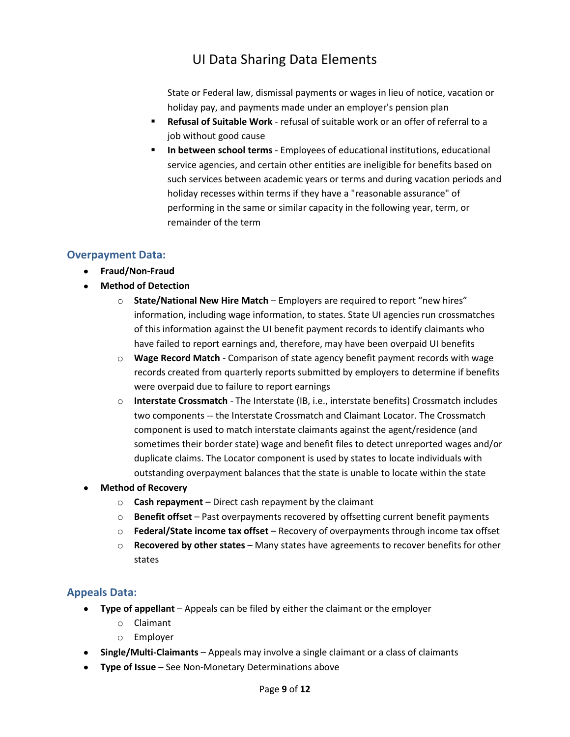State or Federal law, dismissal payments or wages in lieu of notice, vacation or holiday pay, and payments made under an employer's pension plan

    - **Refusal of Suitable Work** - refusal of suitable work or an offer of referral to a job without good cause
    - **In between school terms** - Employees of educational institutions, educational service agencies, and certain other entities are ineligible for benefits based on such services between academic years or terms and during vacation periods and holiday recesses within terms if they have a "reasonable assurance" of performing in the same or similar capacity in the following year, term, or remainder of the term

### Overpayment Data:

- **Fraud/Non-Fraud**
- **Method of Detection**
    - **State/National New Hire Match** – Employers are required to report "new hires" information, including wage information, to states. State UI agencies run crossmatches of this information against the UI benefit payment records to identify claimants who have failed to report earnings and, therefore, may have been overpaid UI benefits
    - **Wage Record Match** - Comparison of state agency benefit payment records with wage records created from quarterly reports submitted by employers to determine if benefits were overpaid due to failure to report earnings
    - **Interstate Crossmatch** - The Interstate (IB, i.e., interstate benefits) Crossmatch includes two components -- the Interstate Crossmatch and Claimant Locator. The Crossmatch component is used to match interstate claimants against the agent/residence (and sometimes their border state) wage and benefit files to detect unreported wages and/or duplicate claims. The Locator component is used by states to locate individuals with outstanding overpayment balances that the state is unable to locate within the state
- **Method of Recovery**
    - **Cash repayment** – Direct cash repayment by the claimant
    - **Benefit offset** – Past overpayments recovered by offsetting current benefit payments
    - **Federal/State income tax offset** – Recovery of overpayments through income tax offset
    - **Recovered by other states** – Many states have agreements to recover benefits for other states

### Appeals Data:

- **Type of appellant** – Appeals can be filed by either the claimant or the employer
    - Claimant
    - Employer
- **Single/Multi-Claimants** – Appeals may involve a single claimant or a class of claimants
- **Type of Issue** – See Non-Monetary Determinations above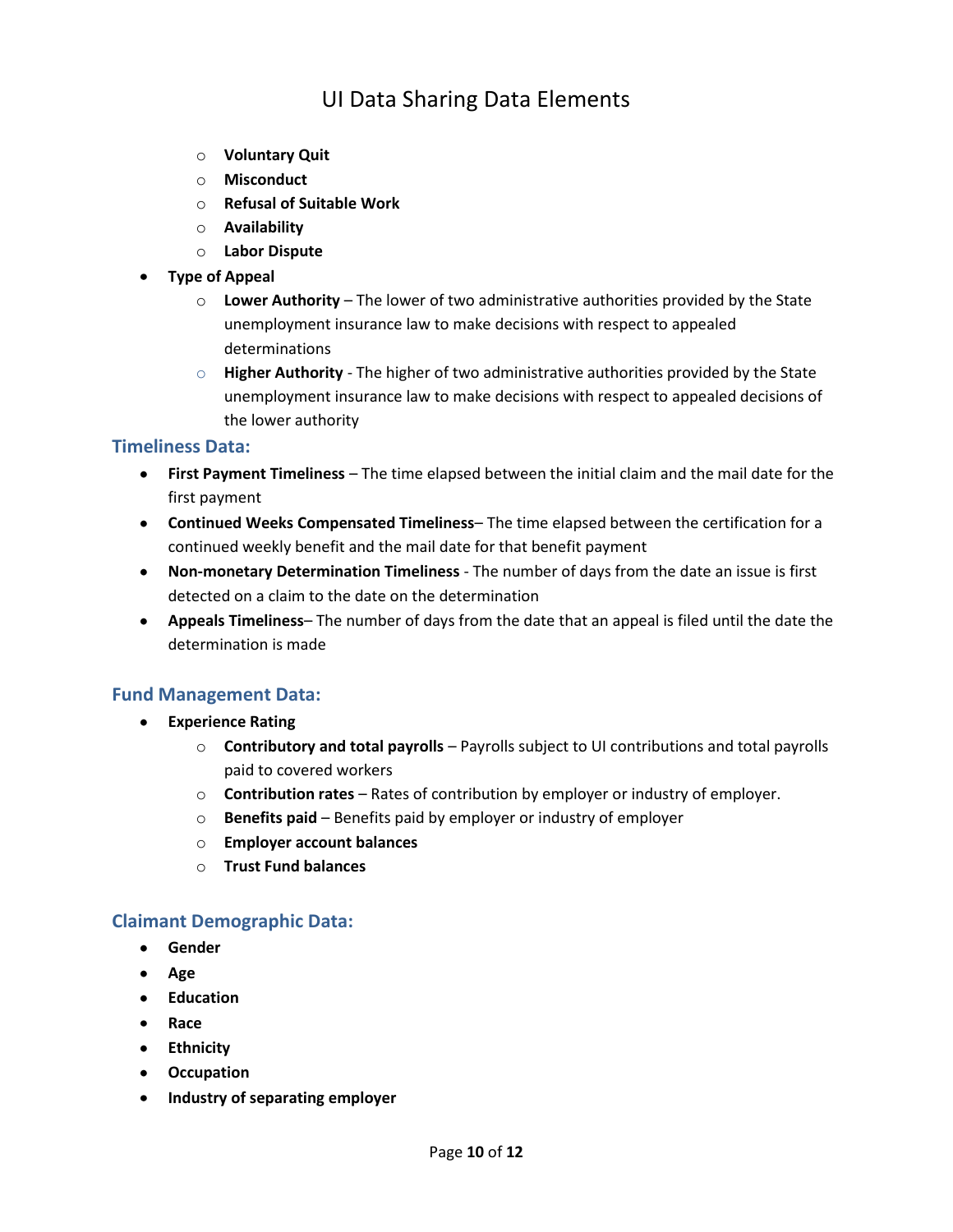- **Voluntary Quit**
  - **Misconduct**
  - **Refusal of Suitable Work**
  - **Availability**
  - **Labor Dispute**
- **Type of Appeal**
  - **Lower Authority** – The lower of two administrative authorities provided by the State unemployment insurance law to make decisions with respect to appealed determinations
  - **Higher Authority** - The higher of two administrative authorities provided by the State unemployment insurance law to make decisions with respect to appealed decisions of the lower authority

## Timeliness Data:

- **First Payment Timeliness** – The time elapsed between the initial claim and the mail date for the first payment
- **Continued Weeks Compensated Timeliness**– The time elapsed between the certification for a continued weekly benefit and the mail date for that benefit payment
- **Non-monetary Determination Timeliness** - The number of days from the date an issue is first detected on a claim to the date on the determination
- **Appeals Timeliness**– The number of days from the date that an appeal is filed until the date the determination is made

## Fund Management Data:

- **Experience Rating**
  - **Contributory and total payrolls** – Payrolls subject to UI contributions and total payrolls paid to covered workers
  - **Contribution rates** – Rates of contribution by employer or industry of employer.
  - **Benefits paid** – Benefits paid by employer or industry of employer
  - **Employer account balances**
  - **Trust Fund balances**

## Claimant Demographic Data:

- **Gender**
- **Age**
- **Education**
- **Race**
- **Ethnicity**
- **Occupation**
- **Industry of separating employer**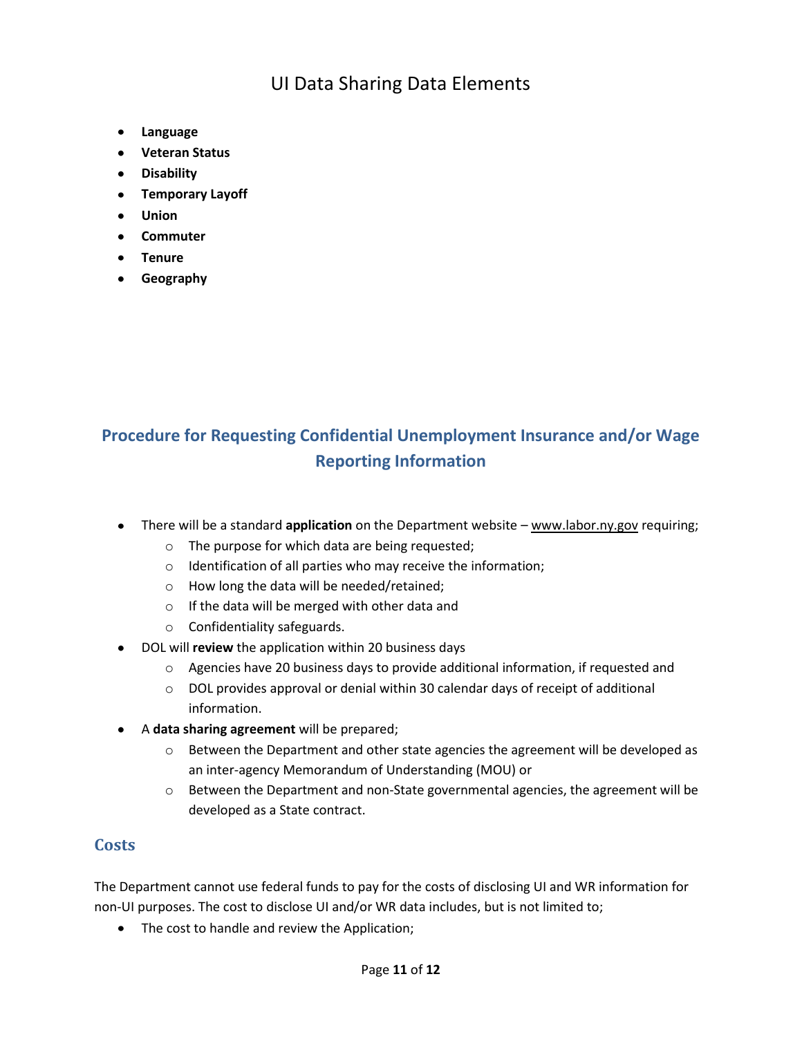# UI Data Sharing Data Elements

- **Language**
- **Veteran Status**
- **Disability**
- **Temporary Layoff**
- **Union**
- **Commuter**
- **Tenure**
- **Geography**

## Procedure for Requesting Confidential Unemployment Insurance and/or Wage Reporting Information

- There will be a standard **application** on the Department website – www.labor.ny.gov requiring;
  - The purpose for which data are being requested;
  - Identification of all parties who may receive the information;
  - How long the data will be needed/retained;
  - If the data will be merged with other data and
  - Confidentiality safeguards.
- DOL will **review** the application within 20 business days
  - Agencies have 20 business days to provide additional information, if requested and
  - DOL provides approval or denial within 30 calendar days of receipt of additional information.
- A **data sharing agreement** will be prepared;
  - Between the Department and other state agencies the agreement will be developed as an inter-agency Memorandum of Understanding (MOU) or
  - Between the Department and non-State governmental agencies, the agreement will be developed as a State contract.

## Costs

The Department cannot use federal funds to pay for the costs of disclosing UI and WR information for non-UI purposes. The cost to disclose UI and/or WR data includes, but is not limited to;

- The cost to handle and review the Application;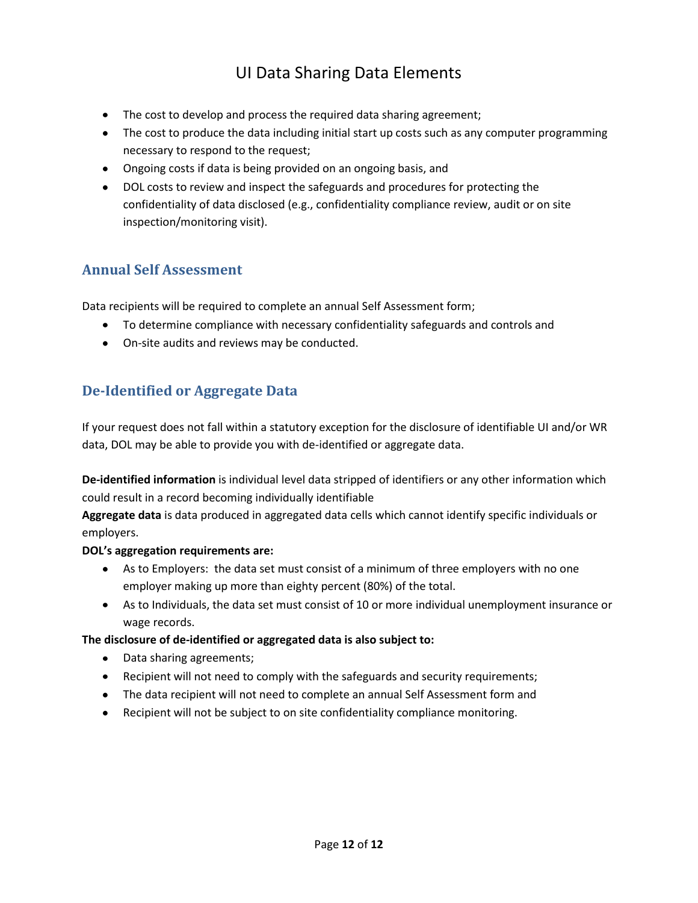- The cost to develop and process the required data sharing agreement;
- The cost to produce the data including initial start up costs such as any computer programming necessary to respond to the request;
- Ongoing costs if data is being provided on an ongoing basis, and
- DOL costs to review and inspect the safeguards and procedures for protecting the confidentiality of data disclosed (e.g., confidentiality compliance review, audit or on site inspection/monitoring visit).

## Annual Self Assessment

Data recipients will be required to complete an annual Self Assessment form;

- To determine compliance with necessary confidentiality safeguards and controls and
- On-site audits and reviews may be conducted.

## De-Identified or Aggregate Data

If your request does not fall within a statutory exception for the disclosure of identifiable UI and/or WR data, DOL may be able to provide you with de-identified or aggregate data.

**De-identified information** is individual level data stripped of identifiers or any other information which could result in a record becoming individually identifiable

**Aggregate data** is data produced in aggregated data cells which cannot identify specific individuals or employers.

**DOL's aggregation requirements are:**

- As to Employers: the data set must consist of a minimum of three employers with no one employer making up more than eighty percent (80%) of the total.
- As to Individuals, the data set must consist of 10 or more individual unemployment insurance or wage records.

**The disclosure of de-identified or aggregated data is also subject to:**

- Data sharing agreements;
- Recipient will not need to comply with the safeguards and security requirements;
- The data recipient will not need to complete an annual Self Assessment form and
- Recipient will not be subject to on site confidentiality compliance monitoring.